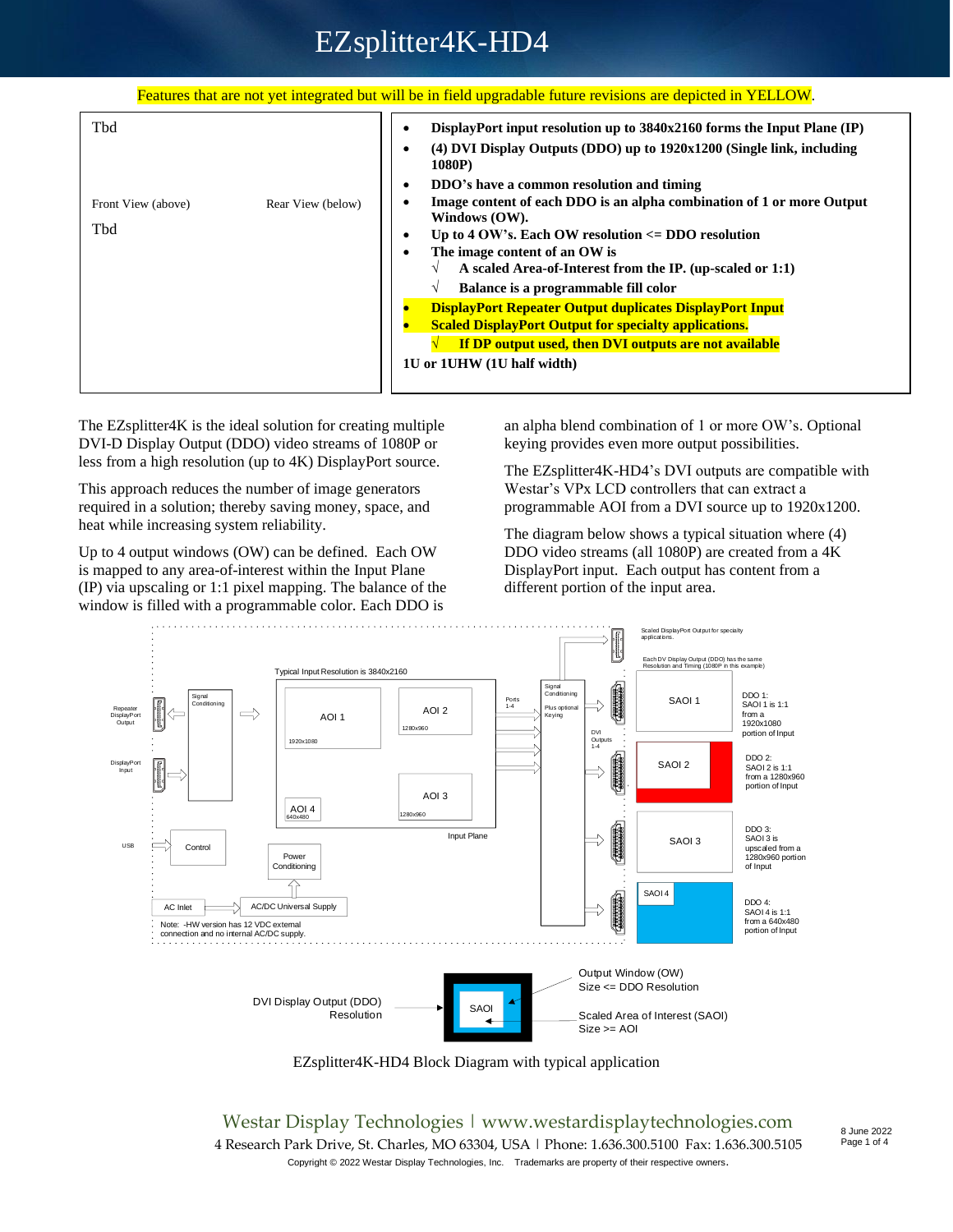# EZsplitter4K-HD4

Features that are not yet integrated but will be in field upgradable future revisions are depicted in YELLOW.

| Tbd<br><br>Front View (above) Rear View (below)<br><br>Tbd | • **DisplayPort input resolution up to 3840x2160 forms the Input Plane (IP)**<br>• **(4) DVI Display Outputs (DDO) up to 1920x1200 (Single link, including 1080P)**<br>• **DDO's have a common resolution and timing**<br>• **Image content of each DDO is an alpha combination of 1 or more Output Windows (OW).**<br>• **Up to 4 OW's. Each OW resolution <= DDO resolution**<br>• **The image content of an OW is**<br>√ **A scaled Area-of-Interest from the IP. (up-scaled or 1:1)**<br>√ **Balance is a programmable fill color**<br>• **DisplayPort Repeater Output duplicates DisplayPort Input**<br>• **Scaled DisplayPort Output for specialty applications.**<br>√ **If DP output used, then DVI outputs are not available**<br>**1U or 1UHW (1U half width)** |
|---|---|

The EZsplitter4K is the ideal solution for creating multiple DVI-D Display Output (DDO) video streams of 1080P or less from a high resolution (up to 4K) DisplayPort source.

This approach reduces the number of image generators required in a solution; thereby saving money, space, and heat while increasing system reliability.

Up to 4 output windows (OW) can be defined. Each OW is mapped to any area-of-interest within the Input Plane (IP) via upscaling or 1:1 pixel mapping. The balance of the window is filled with a programmable color. Each DDO is an alpha blend combination of 1 or more OW's. Optional keying provides even more output possibilities.

The EZsplitter4K-HD4's DVI outputs are compatible with Westar's VPx LCD controllers that can extract a programmable AOI from a DVI source up to 1920x1200.

The diagram below shows a typical situation where (4) DDO video streams (all 1080P) are created from a 4K DisplayPort input. Each output has content from a different portion of the input area.

EZsplitter4K-HD4 Block Diagram with typical application

Westar Display Technologies | www.westardisplaytechnologies.com
4 Research Park Drive, St. Charles, MO 63304, USA | Phone: 1.636.300.5100 Fax: 1.636.300.5105
Copyright © 2022 Westar Display Technologies, Inc. Trademarks are property of their respective owners.

8 June 2022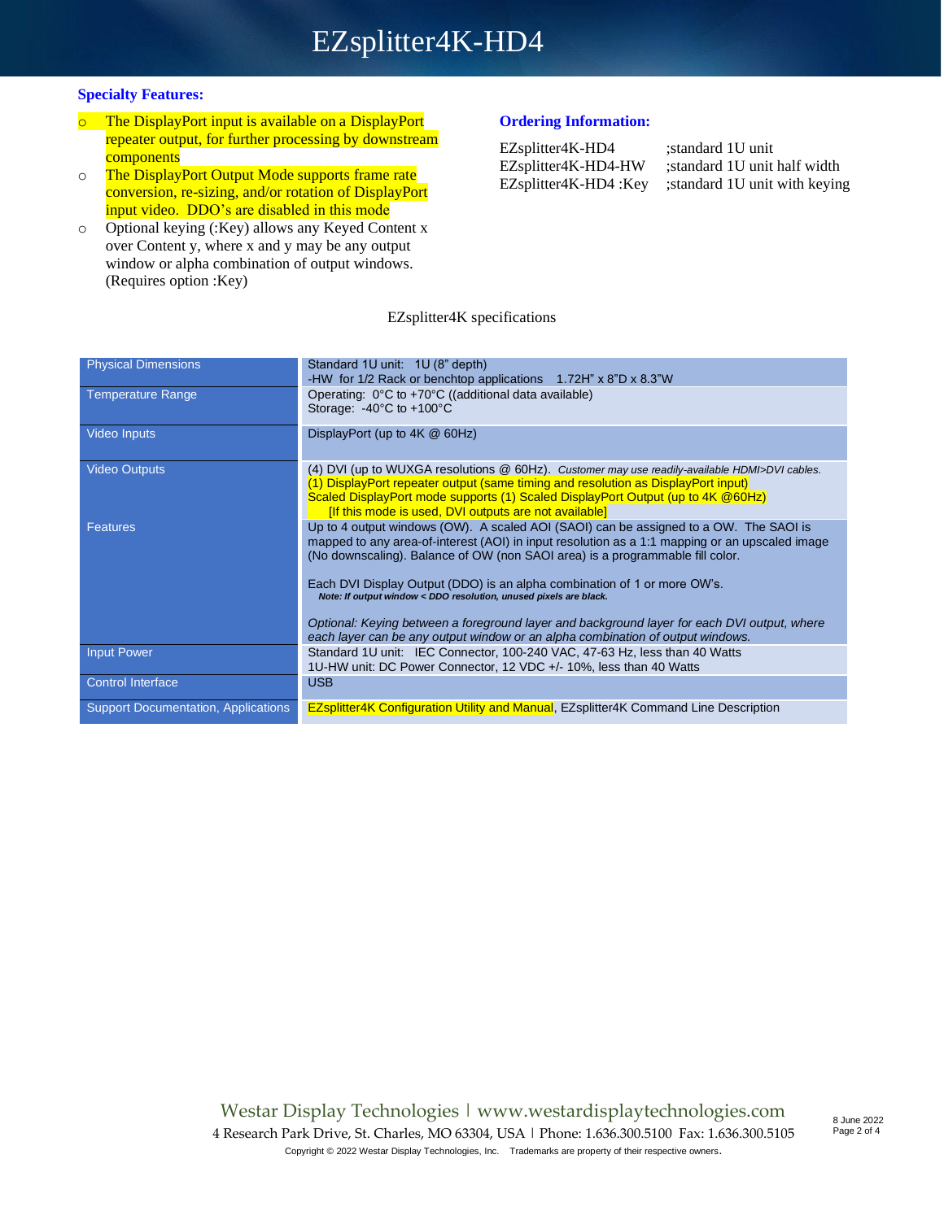**Specialty Features:**

- The DisplayPort input is available on a DisplayPort repeater output, for further processing by downstream components
- The DisplayPort Output Mode supports frame rate conversion, re-sizing, and/or rotation of DisplayPort input video. DDO's are disabled in this mode
- Optional keying (:Key) allows any Keyed Content x over Content y, where x and y may be any output window or alpha combination of output windows. (Requires option :Key)

**Ordering Information:**

| | |
|---|---|
| EZsplitter4K-HD4 | ;standard 1U unit |
| EZsplitter4K-HD4-HW | ;standard 1U unit half width |
| EZsplitter4K-HD4 :Key | ;standard 1U unit with keying |

EZsplitter4K specifications

| | |
|---|---|
| Physical Dimensions | Standard 1U unit: 1U (8" depth)<br>-HW for 1/2 Rack or benchtop applications 1.72"H" x 8"D x 8.3"W |
| Temperature Range | Operating: 0°C to +70°C ((additional data available)<br>Storage: -40°C to +100°C |
| Video Inputs | DisplayPort (up to 4K @ 60Hz) |
| Video Outputs | (4) DVI (up to WUXGA resolutions @ 60Hz). *Customer may use readily-available HDMI>DVI cables.*<br>(1) DisplayPort repeater output (same timing and resolution as DisplayPort input)<br>Scaled DisplayPort mode supports (1) Scaled DisplayPort Output (up to 4K @60Hz)<br>[If this mode is used, DVI outputs are not available] |
| Features | Up to 4 output windows (OW). A scaled AOI (SAOI) can be assigned to a OW. The SAOI is mapped to any area-of-interest (AOI) in input resolution as a 1:1 mapping or an upscaled image (No downscaling). Balance of OW (non SAOI area) is a programmable fill color.<br><br>Each DVI Display Output (DDO) is an alpha combination of 1 or more OW's.<br>***Note: If output window < DDO resolution, unused pixels are black.***<br><br>*Optional: Keying between a foreground layer and background layer for each DVI output, where each layer can be any output window or an alpha combination of output windows.* |
| Input Power | Standard 1U unit: IEC Connector, 100-240 VAC, 47-63 Hz, less than 40 Watts<br>1U-HW unit: DC Power Connector, 12 VDC +/- 10%, less than 40 Watts |
| Control Interface | USB |
| Support Documentation, Applications | EZsplitter4K Configuration Utility and Manual, EZsplitter4K Command Line Description |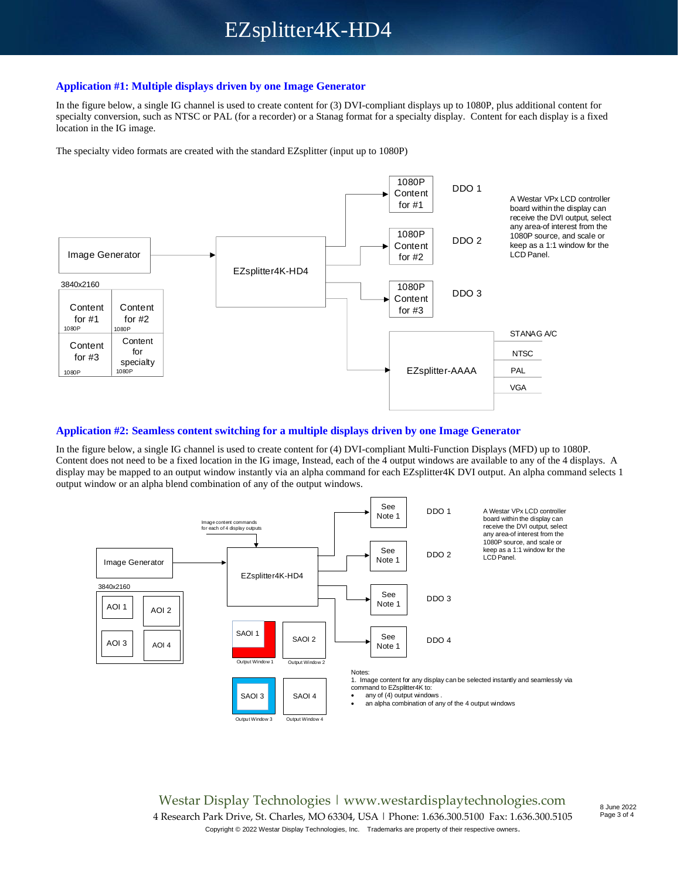## Application #1: Multiple displays driven by one Image Generator

In the figure below, a single IG channel is used to create content for (3) DVI-compliant displays up to 1080P, plus additional content for specialty conversion, such as NTSC or PAL (for a recorder) or a Stanag format for a specialty display. Content for each display is a fixed location in the IG image.

The specialty video formats are created with the standard EZsplitter (input up to 1080P)

Image Generator

3840x2160

| Content for #1 (1080P) | Content for #2 (1080P) |
|---|---|
| Content for #3 (1080P) | Content for specialty (1080P) |

EZsplitter4K-HD4

1080P Content for #1 — DDO 1

1080P Content for #2 — DDO 2

1080P Content for #3 — DDO 3

A Westar VPx LCD controller board within the display can receive the DVI output, select any area-of interest from the 1080P source, and scale or keep as a 1:1 window for the LCD Panel.

EZsplitter-AAAA: STANAG A/C, NTSC, PAL, VGA

## Application #2: Seamless content switching for a multiple displays driven by one Image Generator

In the figure below, a single IG channel is used to create content for (4) DVI-compliant Multi-Function Displays (MFD) up to 1080P. Content does not need to be a fixed location in the IG image, Instead, each of the 4 output windows are available to any of the 4 displays. A display may be mapped to an output window instantly via an alpha command for each EZsplitter4K DVI output. An alpha command selects 1 output window or an alpha blend combination of any of the output windows.

Image Generator

3840x2160

| AOI 1 | AOI 2 |
|---|---|
| AOI 3 | AOI 4 |

Image content commands for each of 4 display outputs

EZsplitter4K-HD4

SAOI 1 (Output Window 1), SAOI 2 (Output Window 2), SAOI 3 (Output Window 3), SAOI 4 (Output Window 4)

See Note 1 — DDO 1

See Note 1 — DDO 2

See Note 1 — DDO 3

See Note 1 — DDO 4

A Westar VPx LCD controller board within the display can receive the DVI output, select any area-of interest from the 1080P source, and scale or keep as a 1:1 window for the LCD Panel.

Notes:
1. Image content for any display can be selected instantly and seamlessly via command to EZsplitter4K to:
   - any of (4) output windows .
   - an alpha combination of any of the 4 output windows

Westar Display Technologies | www.westardisplaytechnologies.com
4 Research Park Drive, St. Charles, MO 63304, USA | Phone: 1.636.300.5100 Fax: 1.636.300.5105
Copyright © 2022 Westar Display Technologies, Inc. Trademarks are property of their respective owners.

8 June 2022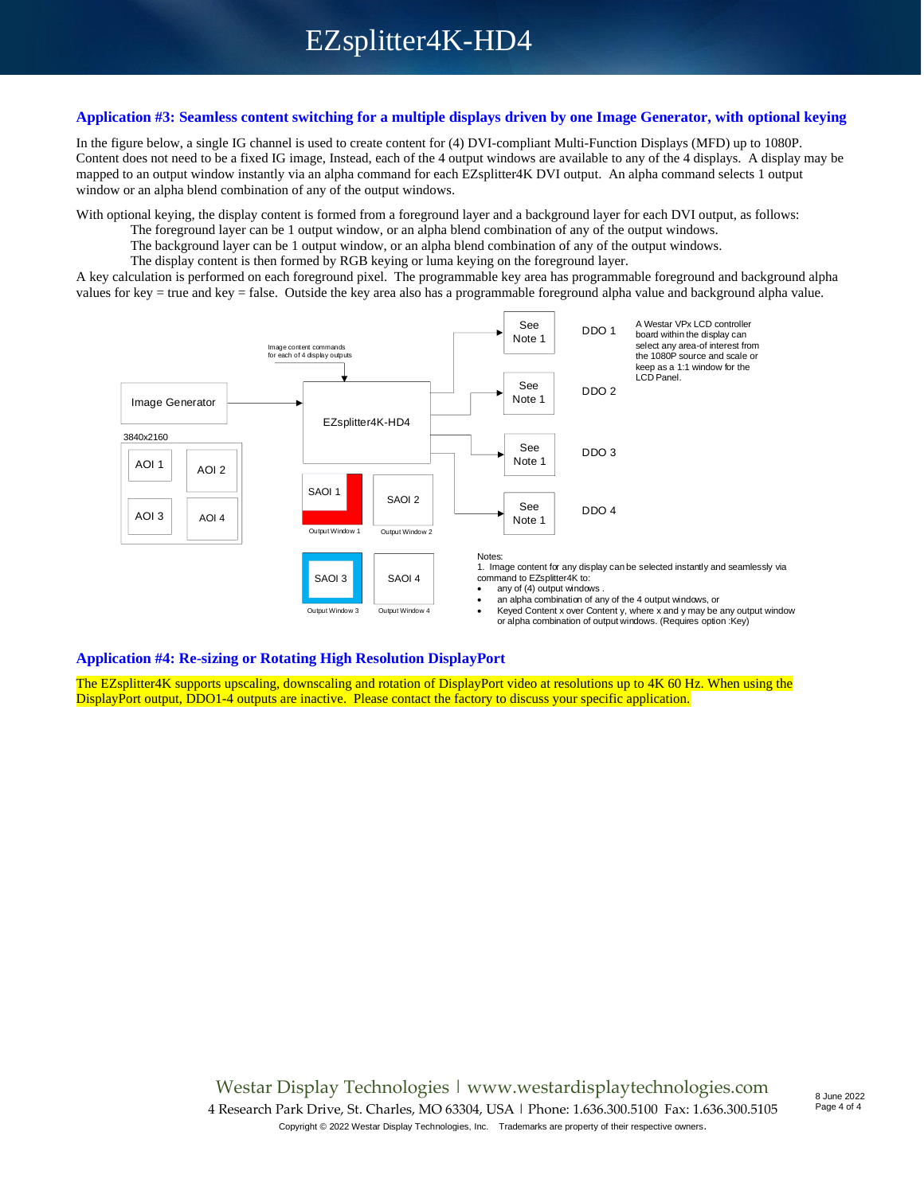### Application #3: Seamless content switching for a multiple displays driven by one Image Generator, with optional keying

In the figure below, a single IG channel is used to create content for (4) DVI-compliant Multi-Function Displays (MFD) up to 1080P. Content does not need to be a fixed IG image, Instead, each of the 4 output windows are available to any of the 4 displays. A display may be mapped to an output window instantly via an alpha command for each EZsplitter4K DVI output. An alpha command selects 1 output window or an alpha blend combination of any of the output windows.

With optional keying, the display content is formed from a foreground layer and a background layer for each DVI output, as follows:

The foreground layer can be 1 output window, or an alpha blend combination of any of the output windows.
The background layer can be 1 output window, or an alpha blend combination of any of the output windows.
The display content is then formed by RGB keying or luma keying on the foreground layer.

A key calculation is performed on each foreground pixel. The programmable key area has programmable foreground and background alpha values for key = true and key = false. Outside the key area also has a programmable foreground alpha value and background alpha value.

Image content commands for each of 4 display outputs

Image Generator

EZsplitter4K-HD4

3840x2160

AOI 1
AOI 2
AOI 3
AOI 4

SAOI 1
Output Window 1
SAOI 2
Output Window 2
SAOI 3
Output Window 3
SAOI 4
Output Window 4

See Note 1 — DDO 1
See Note 1 — DDO 2
See Note 1 — DDO 3
See Note 1 — DDO 4

A Westar VPx LCD controller board within the display can select any area-of interest from the 1080P source and scale or keep as a 1:1 window for the LCD Panel.

Notes:
1. Image content for any display can be selected instantly and seamlessly via command to EZsplitter4K to:
- any of (4) output windows .
- an alpha combination of any of the 4 output windows, or
- Keyed Content x over Content y, where x and y may be any output window or alpha combination of output windows. (Requires option :Key)

### Application #4: Re-sizing or Rotating High Resolution DisplayPort

The EZsplitter4K supports upscaling, downscaling and rotation of DisplayPort video at resolutions up to 4K 60 Hz. When using the DisplayPort output, DDO1-4 outputs are inactive. Please contact the factory to discuss your specific application.